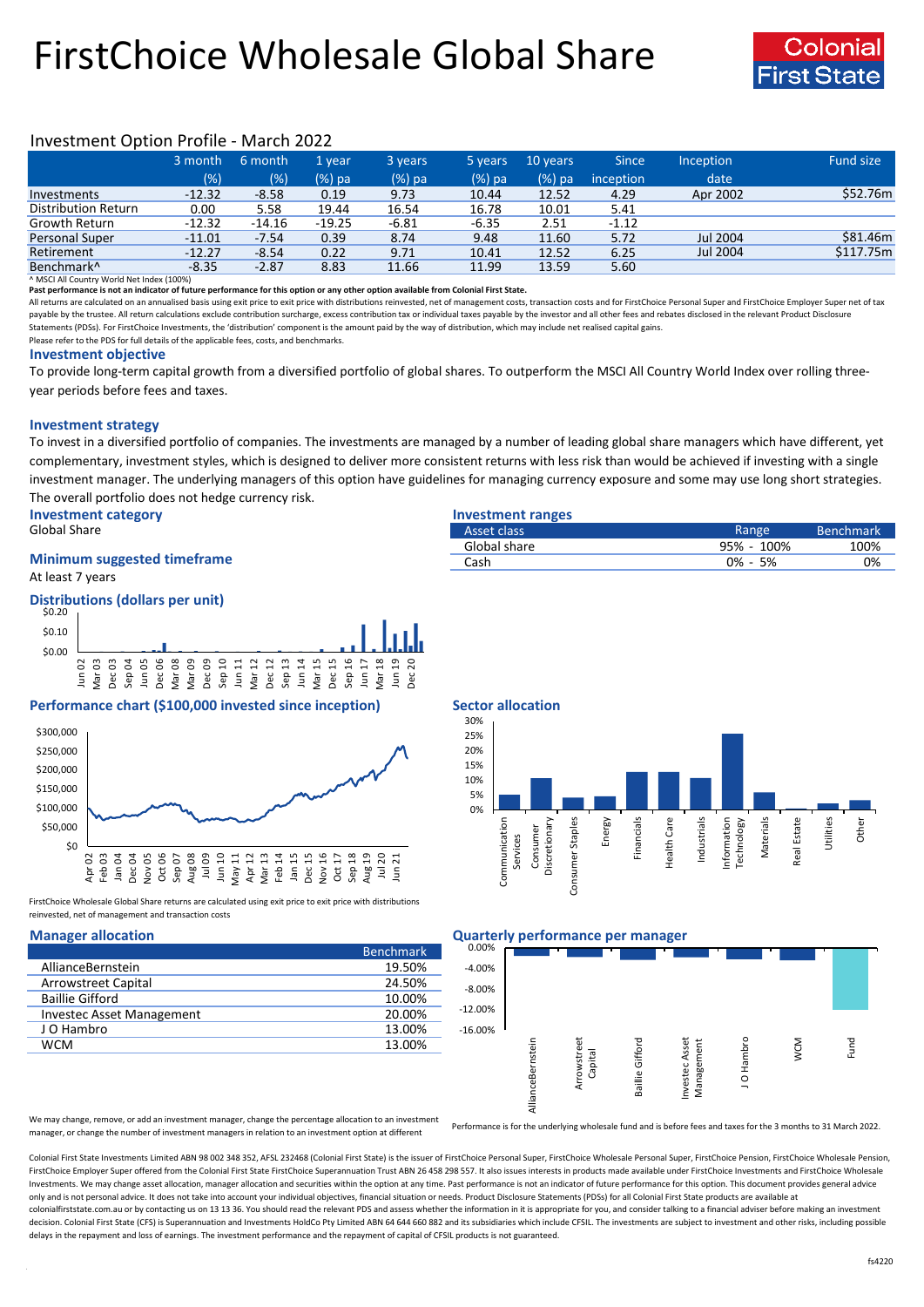# FirstChoice Wholesale Global Share

Colonial First State

## Investment Option Profile - March 2022

| | 3 month (%) | 6 month (%) | 1 year (%) pa | 3 years (%) pa | 5 years (%) pa | 10 years (%) pa | Since inception | Inception date | Fund size |
|---|---|---|---|---|---|---|---|---|---|
| Investments | -12.32 | -8.58 | 0.19 | 9.73 | 10.44 | 12.52 | 4.29 | Apr 2002 | $52.76m |
| Distribution Return | 0.00 | 5.58 | 19.44 | 16.54 | 16.78 | 10.01 | 5.41 | | |
| Growth Return | -12.32 | -14.16 | -19.25 | -6.81 | -6.35 | 2.51 | -1.12 | | |
| Personal Super | -11.01 | -7.54 | 0.39 | 8.74 | 9.48 | 11.60 | 5.72 | Jul 2004 | $81.46m |
| Retirement | -12.27 | -8.54 | 0.22 | 9.71 | 10.41 | 12.52 | 6.25 | Jul 2004 | $117.75m |
| Benchmark^ | -8.35 | -2.87 | 8.83 | 11.66 | 11.99 | 13.59 | 5.60 | | |

^ MSCI All Country World Net Index (100%)

**Past performance is not an indicator of future performance for this option or any other option available from Colonial First State.**

All returns are calculated on an annualised basis using exit price to exit price with distributions reinvested, net of management costs, transaction costs and for FirstChoice Personal Super and FirstChoice Employer Super net of tax payable by the trustee. All return calculations exclude contribution surcharge, excess contribution tax or individual taxes payable by the investor and all other fees and rebates disclosed in the relevant Product Disclosure Statements (PDSs). For FirstChoice Investments, the 'distribution' component is the amount paid by the way of distribution, which may include net realised capital gains.

Please refer to the PDS for full details of the applicable fees, costs, and benchmarks.

### Investment objective

To provide long-term capital growth from a diversified portfolio of global shares. To outperform the MSCI All Country World Index over rolling three-year periods before fees and taxes.

### Investment strategy

To invest in a diversified portfolio of companies. The investments are managed by a number of leading global share managers which have different, yet complementary, investment styles, which is designed to deliver more consistent returns with less risk than would be achieved if investing with a single investment manager. The underlying managers of this option have guidelines for managing currency exposure and some may use long short strategies. The overall portfolio does not hedge currency risk.

### Investment category

Global Share

### Minimum suggested timeframe

At least 7 years

### Investment ranges

| Asset class | Range | Benchmark |
|---|---|---|
| Global share | 95% - 100% | 100% |
| Cash | 0% - 5% | 0% |

### Distributions (dollars per unit)

$0.20
$0.10
$0.00
Jun 02, Mar 03, Dec 03, Sep 04, Jun 05, Dec 06, Mar 08, Mar 09, Dec 09, Sep 10, Jun 11, Mar 12, Dec 12, Sep 13, Jun 14, Mar 15, Dec 15, Sep 16, Jun 17, Mar 18, Jun 19, Dec 20

### Performance chart ($100,000 invested since inception)

$300,000
$250,000
$200,000
$150,000
$100,000
$50,000
$0
Apr 02, Feb 03, Jan 04, Dec 04, Nov 05, Oct 06, Sep 07, Aug 08, Jul 09, Jun 10, May 11, Apr 12, Mar 13, Feb 14, Jan 15, Dec 15, Nov 16, Oct 17, Sep 18, Aug 19, Jul 20, Jun 21

FirstChoice Wholesale Global Share returns are calculated using exit price to exit price with distributions reinvested, net of management and transaction costs

### Sector allocation

30%
25%
20%
15%
10%
5%
0%
Communication Services, Consumer Discretionary, Consumer Staples, Energy, Financials, Health Care, Industrials, Information Technology, Materials, Real Estate, Utilities, Other

### Manager allocation

| | Benchmark |
|---|---|
| AllianceBernstein | 19.50% |
| Arrowstreet Capital | 24.50% |
| Baillie Gifford | 10.00% |
| Investec Asset Management | 20.00% |
| J O Hambro | 13.00% |
| WCM | 13.00% |

We may change, remove, or add an investment manager, change the percentage allocation to an investment manager, or change the number of investment managers in relation to an investment option at different

### Quarterly performance per manager

0.00%
-4.00%
-8.00%
-12.00%
-16.00%
AllianceBernstein, Arrowstreet Capital, Baillie Gifford, Investec Asset Management, J O Hambro, WCM, Fund

Performance is for the underlying wholesale fund and is before fees and taxes for the 3 months to 31 March 2022.

Colonial First State Investments Limited ABN 98 002 348 352, AFSL 232468 (Colonial First State) is the issuer of FirstChoice Personal Super, FirstChoice Wholesale Personal Super, FirstChoice Pension, FirstChoice Wholesale Pension, FirstChoice Employer Super offered from the Colonial First State FirstChoice Superannuation Trust ABN 26 458 298 557. It also issues interests in products made available under FirstChoice Investments and FirstChoice Wholesale Investments. We may change asset allocation, manager allocation and securities within the option at any time. Past performance is not an indicator of future performance for this option. This document provides general advice only and is not personal advice. It does not take into account your individual objectives, financial situation or needs. Product Disclosure Statements (PDSs) for all Colonial First State products are available at colonialfirststate.com.au or by contacting us on 13 13 36. You should read the relevant PDS and assess whether the information in it is appropriate for you, and consider talking to a financial adviser before making an investment decision. Colonial First State (CFS) is Superannuation and Investments HoldCo Pty Limited ABN 64 644 660 882 and its subsidiaries which include CFSIL. The investments are subject to investment and other risks, including possible delays in the repayment and loss of earnings. The investment performance and the repayment of capital of CFSIL products is not guaranteed.

fs4220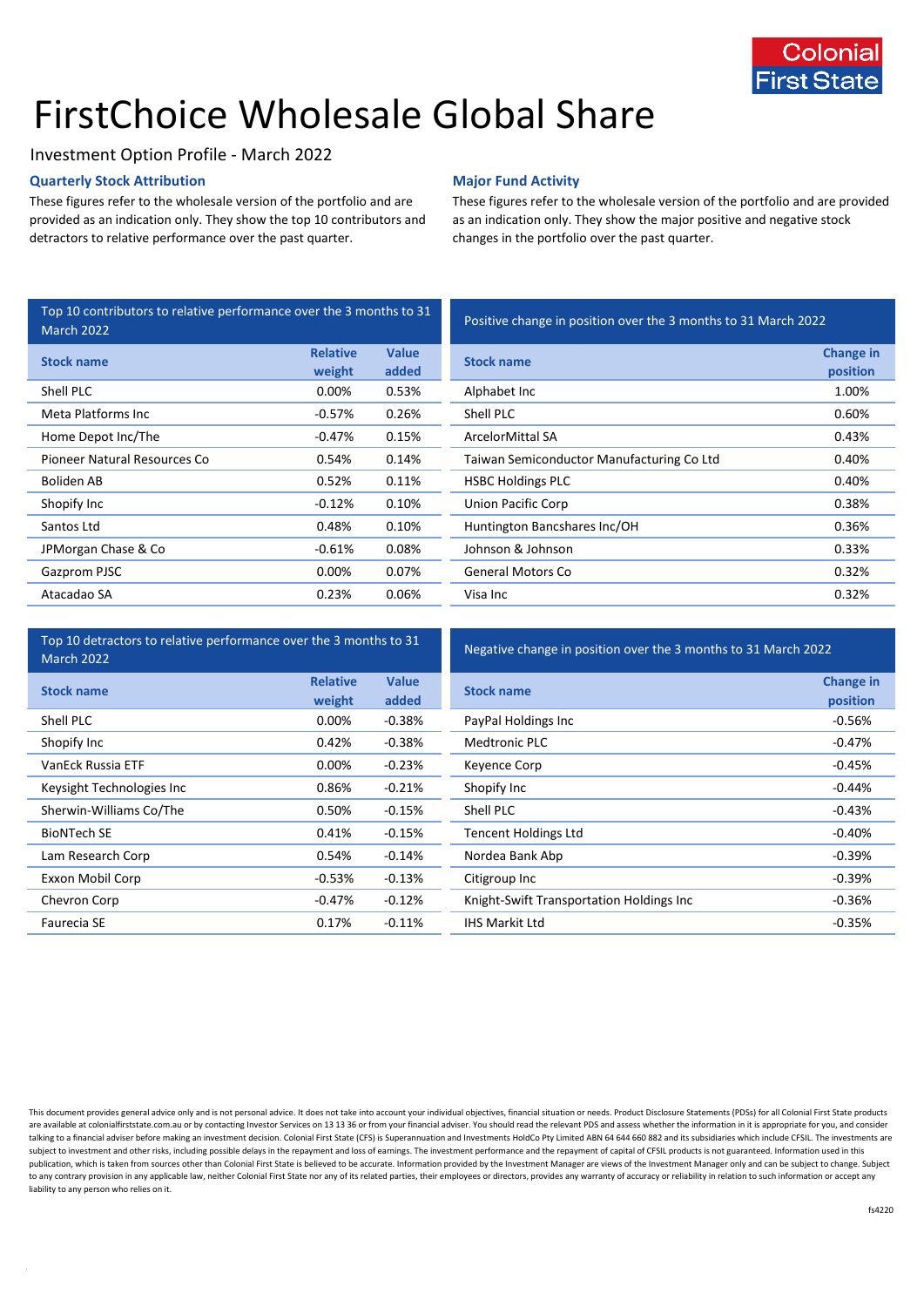# FirstChoice Wholesale Global Share

Investment Option Profile - March 2022

## Quarterly Stock Attribution

These figures refer to the wholesale version of the portfolio and are provided as an indication only. They show the top 10 contributors and detractors to relative performance over the past quarter.

**Top 10 contributors to relative performance over the 3 months to 31 March 2022**

| Stock name | Relative weight | Value added |
|---|---|---|
| Shell PLC | 0.00% | 0.53% |
| Meta Platforms Inc | -0.57% | 0.26% |
| Home Depot Inc/The | -0.47% | 0.15% |
| Pioneer Natural Resources Co | 0.54% | 0.14% |
| Boliden AB | 0.52% | 0.11% |
| Shopify Inc | -0.12% | 0.10% |
| Santos Ltd | 0.48% | 0.10% |
| JPMorgan Chase & Co | -0.61% | 0.08% |
| Gazprom PJSC | 0.00% | 0.07% |
| Atacadao SA | 0.23% | 0.06% |

**Top 10 detractors to relative performance over the 3 months to 31 March 2022**

| Stock name | Relative weight | Value added |
|---|---|---|
| Shell PLC | 0.00% | -0.38% |
| Shopify Inc | 0.42% | -0.38% |
| VanEck Russia ETF | 0.00% | -0.23% |
| Keysight Technologies Inc | 0.86% | -0.21% |
| Sherwin-Williams Co/The | 0.50% | -0.15% |
| BioNTech SE | 0.41% | -0.15% |
| Lam Research Corp | 0.54% | -0.14% |
| Exxon Mobil Corp | -0.53% | -0.13% |
| Chevron Corp | -0.47% | -0.12% |
| Faurecia SE | 0.17% | -0.11% |

## Major Fund Activity

These figures refer to the wholesale version of the portfolio and are provided as an indication only. They show the major positive and negative stock changes in the portfolio over the past quarter.

**Positive change in position over the 3 months to 31 March 2022**

| Stock name | Change in position |
|---|---|
| Alphabet Inc | 1.00% |
| Shell PLC | 0.60% |
| ArcelorMittal SA | 0.43% |
| Taiwan Semiconductor Manufacturing Co Ltd | 0.40% |
| HSBC Holdings PLC | 0.40% |
| Union Pacific Corp | 0.38% |
| Huntington Bancshares Inc/OH | 0.36% |
| Johnson & Johnson | 0.33% |
| General Motors Co | 0.32% |
| Visa Inc | 0.32% |

**Negative change in position over the 3 months to 31 March 2022**

| Stock name | Change in position |
|---|---|
| PayPal Holdings Inc | -0.56% |
| Medtronic PLC | -0.47% |
| Keyence Corp | -0.45% |
| Shopify Inc | -0.44% |
| Shell PLC | -0.43% |
| Tencent Holdings Ltd | -0.40% |
| Nordea Bank Abp | -0.39% |
| Citigroup Inc | -0.39% |
| Knight-Swift Transportation Holdings Inc | -0.36% |
| IHS Markit Ltd | -0.35% |

This document provides general advice only and is not personal advice. It does not take into account your individual objectives, financial situation or needs. Product Disclosure Statements (PDSs) for all Colonial First State products are available at colonialfirststate.com.au or by contacting Investor Services on 13 13 36 or from your financial adviser. You should read the relevant PDS and assess whether the information in it is appropriate for you, and consider talking to a financial adviser before making an investment decision. Colonial First State (CFS) is Superannuation and Investments HoldCo Pty Limited ABN 64 644 660 882 and its subsidiaries which include CFSIL. The investments are subject to investment and other risks, including possible delays in the repayment and loss of earnings. The investment performance and the repayment of capital of CFSIL products is not guaranteed. Information used in this publication, which is taken from sources other than Colonial First State is believed to be accurate. Information provided by the Investment Manager are views of the Investment Manager only and can be subject to change. Subject to any contrary provision in any applicable law, neither Colonial First State nor any of its related parties, their employees or directors, provides any warranty of accuracy or reliability in relation to such information or accept any liability to any person who relies on it.

fs4220